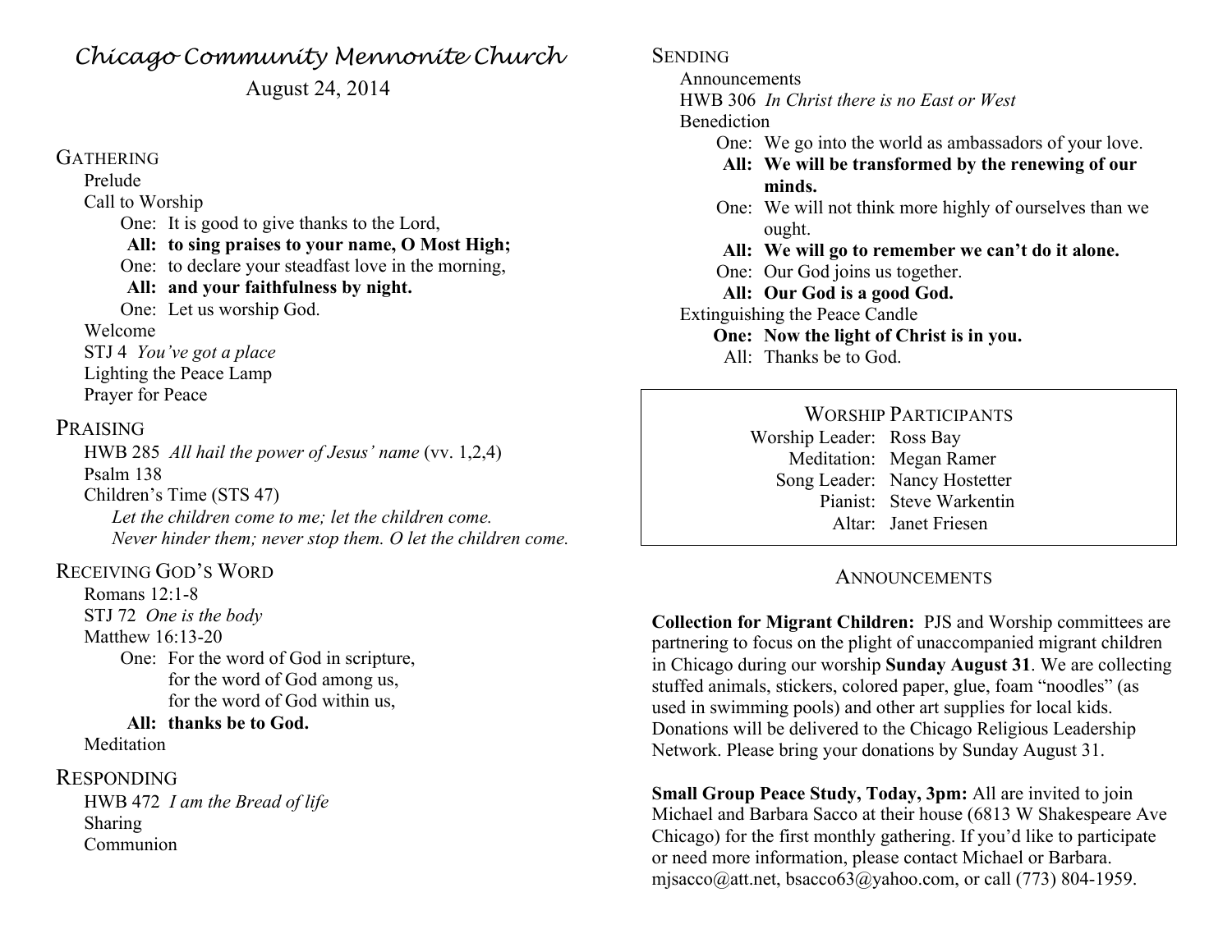# *Chicago Community Mennonite Church*

August 24, 2014

## GATHERING

Prelude

Call to Worship

One: It is good to give thanks to the Lord,
**All: to sing praises to your name, O Most High;**
One: to declare your steadfast love in the morning,
**All: and your faithfulness by night.**
One: Let us worship God.

Welcome

STJ 4 *You've got a place*

Lighting the Peace Lamp

Prayer for Peace

## PRAISING

HWB 285 *All hail the power of Jesus' name* (vv. 1,2,4)

Psalm 138

Children's Time (STS 47)

*Let the children come to me; let the children come.*
*Never hinder them; never stop them. O let the children come.*

## RECEIVING GOD'S WORD

Romans 12:1-8

STJ 72 *One is the body*

Matthew 16:13-20

One: For the word of God in scripture,
for the word of God among us,
for the word of God within us,
**All: thanks be to God.**

Meditation

## RESPONDING

HWB 472 *I am the Bread of life*

Sharing

Communion

## SENDING

Announcements

HWB 306 *In Christ there is no East or West*

Benediction

One: We go into the world as ambassadors of your love.
**All: We will be transformed by the renewing of our minds.**
One: We will not think more highly of ourselves than we ought.
**All: We will go to remember we can't do it alone.**
One: Our God joins us together.
**All: Our God is a good God.**

Extinguishing the Peace Candle

**One: Now the light of Christ is in you.**
All: Thanks be to God.

### WORSHIP PARTICIPANTS

Worship Leader: Ross Bay
Meditation: Megan Ramer
Song Leader: Nancy Hostetter
Pianist: Steve Warkentin
Altar: Janet Friesen

## ANNOUNCEMENTS

**Collection for Migrant Children:** PJS and Worship committees are partnering to focus on the plight of unaccompanied migrant children in Chicago during our worship **Sunday August 31**. We are collecting stuffed animals, stickers, colored paper, glue, foam "noodles" (as used in swimming pools) and other art supplies for local kids. Donations will be delivered to the Chicago Religious Leadership Network. Please bring your donations by Sunday August 31.

**Small Group Peace Study, Today, 3pm:** All are invited to join Michael and Barbara Sacco at their house (6813 W Shakespeare Ave Chicago) for the first monthly gathering. If you'd like to participate or need more information, please contact Michael or Barbara. mjsacco@att.net, bsacco63@yahoo.com, or call (773) 804-1959.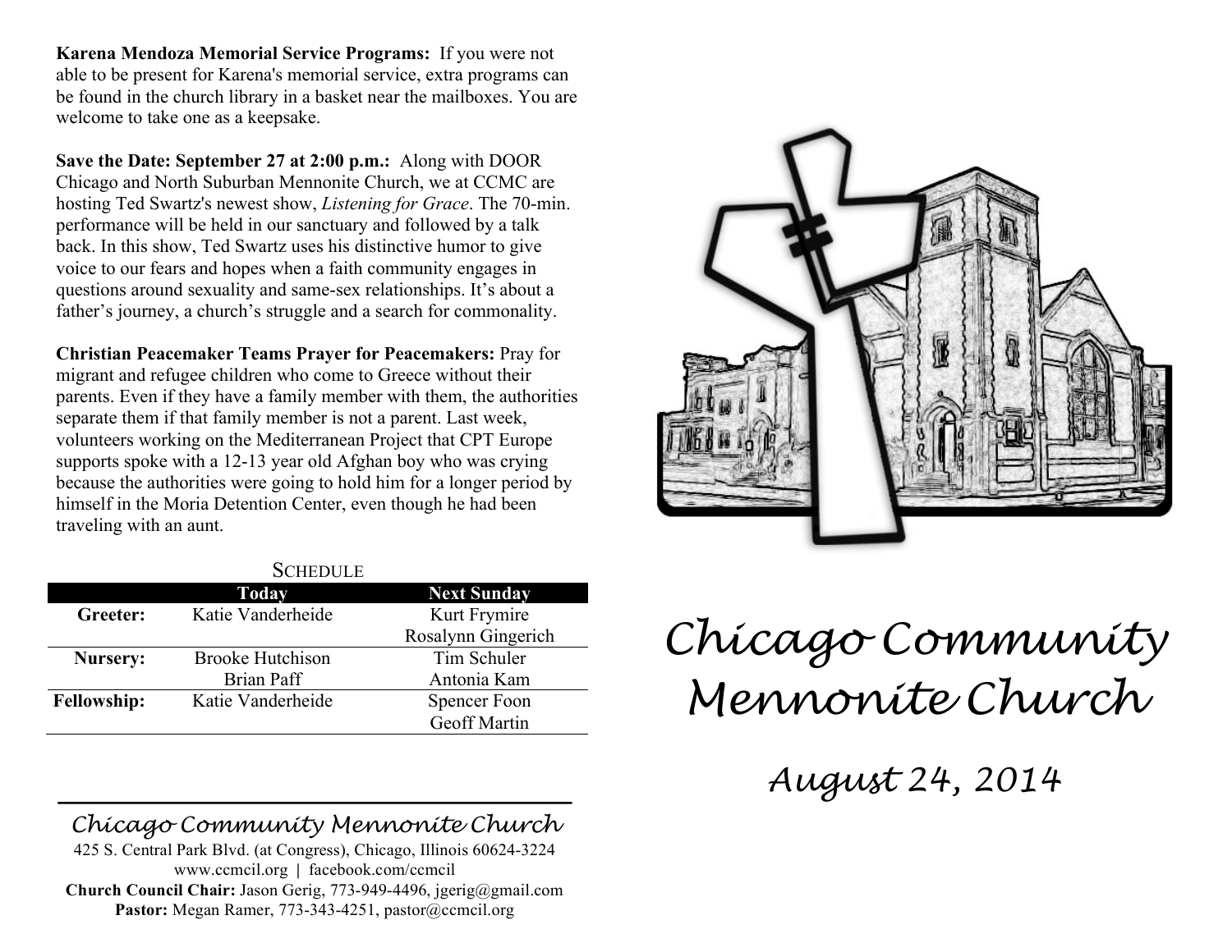**Karena Mendoza Memorial Service Programs:** If you were not able to be present for Karena's memorial service, extra programs can be found in the church library in a basket near the mailboxes. You are welcome to take one as a keepsake.

**Save the Date: September 27 at 2:00 p.m.:** Along with DOOR Chicago and North Suburban Mennonite Church, we at CCMC are hosting Ted Swartz's newest show, *Listening for Grace*. The 70-min. performance will be held in our sanctuary and followed by a talk back. In this show, Ted Swartz uses his distinctive humor to give voice to our fears and hopes when a faith community engages in questions around sexuality and same-sex relationships. It's about a father's journey, a church's struggle and a search for commonality.

**Christian Peacemaker Teams Prayer for Peacemakers:** Pray for migrant and refugee children who come to Greece without their parents. Even if they have a family member with them, the authorities separate them if that family member is not a parent. Last week, volunteers working on the Mediterranean Project that CPT Europe supports spoke with a 12-13 year old Afghan boy who was crying because the authorities were going to hold him for a longer period by himself in the Moria Detention Center, even though he had been traveling with an aunt.

SCHEDULE

| | Today | Next Sunday |
|---|---|---|
| **Greeter:** | Katie Vanderheide | Kurt Frymire<br>Rosalynn Gingerich |
| **Nursery:** | Brooke Hutchison<br>Brian Paff | Tim Schuler<br>Antonia Kam |
| **Fellowship:** | Katie Vanderheide | Spencer Foon<br>Geoff Martin |

*Chicago Community Mennonite Church*

425 S. Central Park Blvd. (at Congress), Chicago, Illinois 60624-3224
www.ccmcil.org | facebook.com/ccmcil
**Church Council Chair:** Jason Gerig, 773-949-4496, jgerig@gmail.com
**Pastor:** Megan Ramer, 773-343-4251, pastor@ccmcil.org

# *Chicago Community Mennonite Church*

## *August 24, 2014*